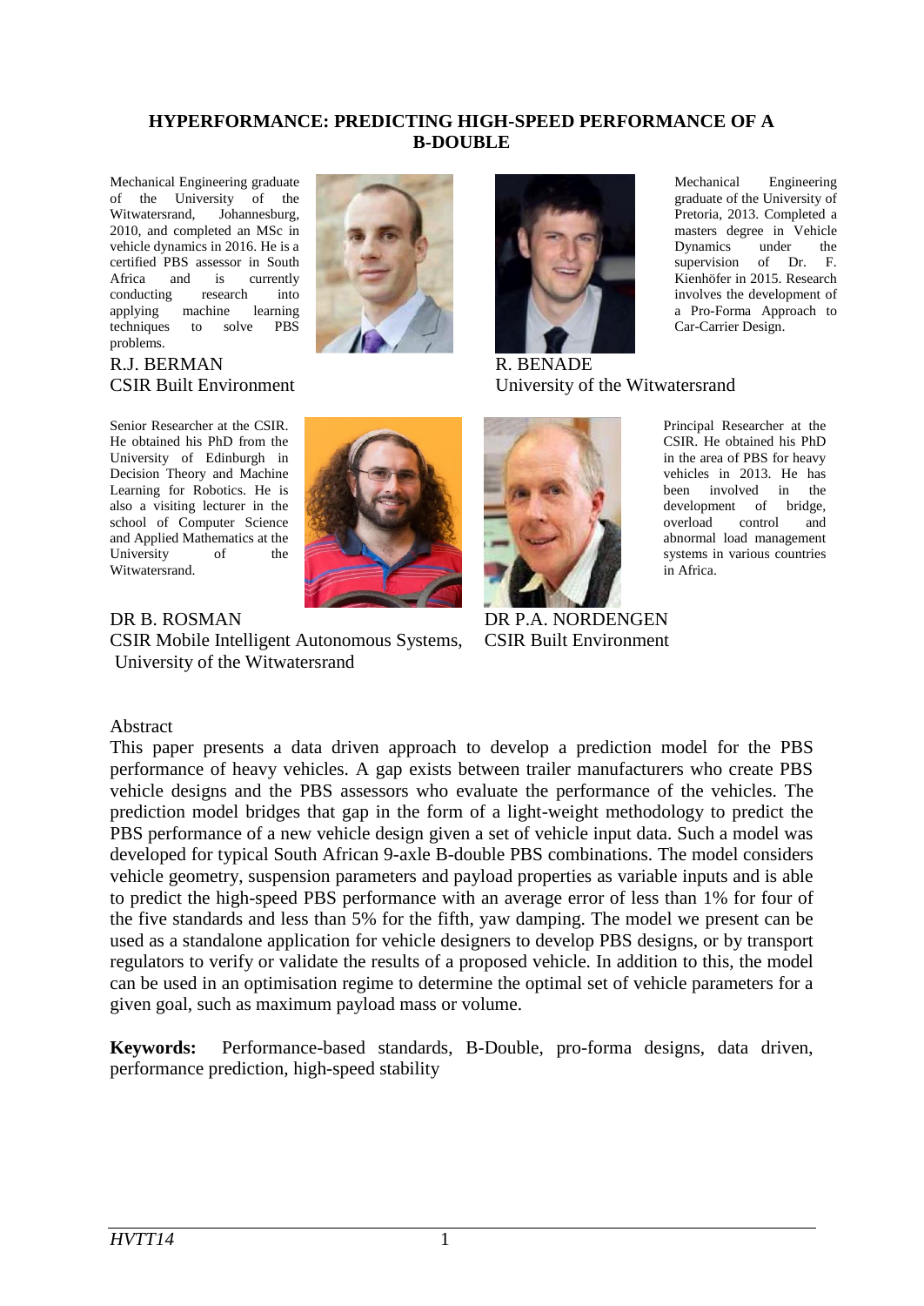# HYPERFORMANCE: PREDICTING HIGH-SPEED PERFORMANCE OF A B-DOUBLE

Mechanical Engineering graduate of the University of the Witwatersrand, Johannesburg, 2010, and completed an MSc in vehicle dynamics in 2016. He is a certified PBS assessor in South Africa and is currently conducting research into applying machine learning techniques to solve PBS problems.

R.J. BERMAN
CSIR Built Environment

Mechanical Engineering graduate of the University of Pretoria, 2013. Completed a masters degree in Vehicle Dynamics under the supervision of Dr. F. Kienhöfer in 2015. Research involves the development of a Pro-Forma Approach to Car-Carrier Design.

R. BENADE
University of the Witwatersrand

Senior Researcher at the CSIR. He obtained his PhD from the University of Edinburgh in Decision Theory and Machine Learning for Robotics. He is also a visiting lecturer in the school of Computer Science and Applied Mathematics at the University of the Witwatersrand.

DR B. ROSMAN
CSIR Mobile Intelligent Autonomous Systems, University of the Witwatersrand

Principal Researcher at the CSIR. He obtained his PhD in the area of PBS for heavy vehicles in 2013. He has been involved in the development of bridge, overload control and abnormal load management systems in various countries in Africa.

DR P.A. NORDENGEN
CSIR Built Environment

## Abstract

This paper presents a data driven approach to develop a prediction model for the PBS performance of heavy vehicles. A gap exists between trailer manufacturers who create PBS vehicle designs and the PBS assessors who evaluate the performance of the vehicles. The prediction model bridges that gap in the form of a light-weight methodology to predict the PBS performance of a new vehicle design given a set of vehicle input data. Such a model was developed for typical South African 9-axle B-double PBS combinations. The model considers vehicle geometry, suspension parameters and payload properties as variable inputs and is able to predict the high-speed PBS performance with an average error of less than 1% for four of the five standards and less than 5% for the fifth, yaw damping. The model we present can be used as a standalone application for vehicle designers to develop PBS designs, or by transport regulators to verify or validate the results of a proposed vehicle. In addition to this, the model can be used in an optimisation regime to determine the optimal set of vehicle parameters for a given goal, such as maximum payload mass or volume.

**Keywords:** Performance-based standards, B-Double, pro-forma designs, data driven, performance prediction, high-speed stability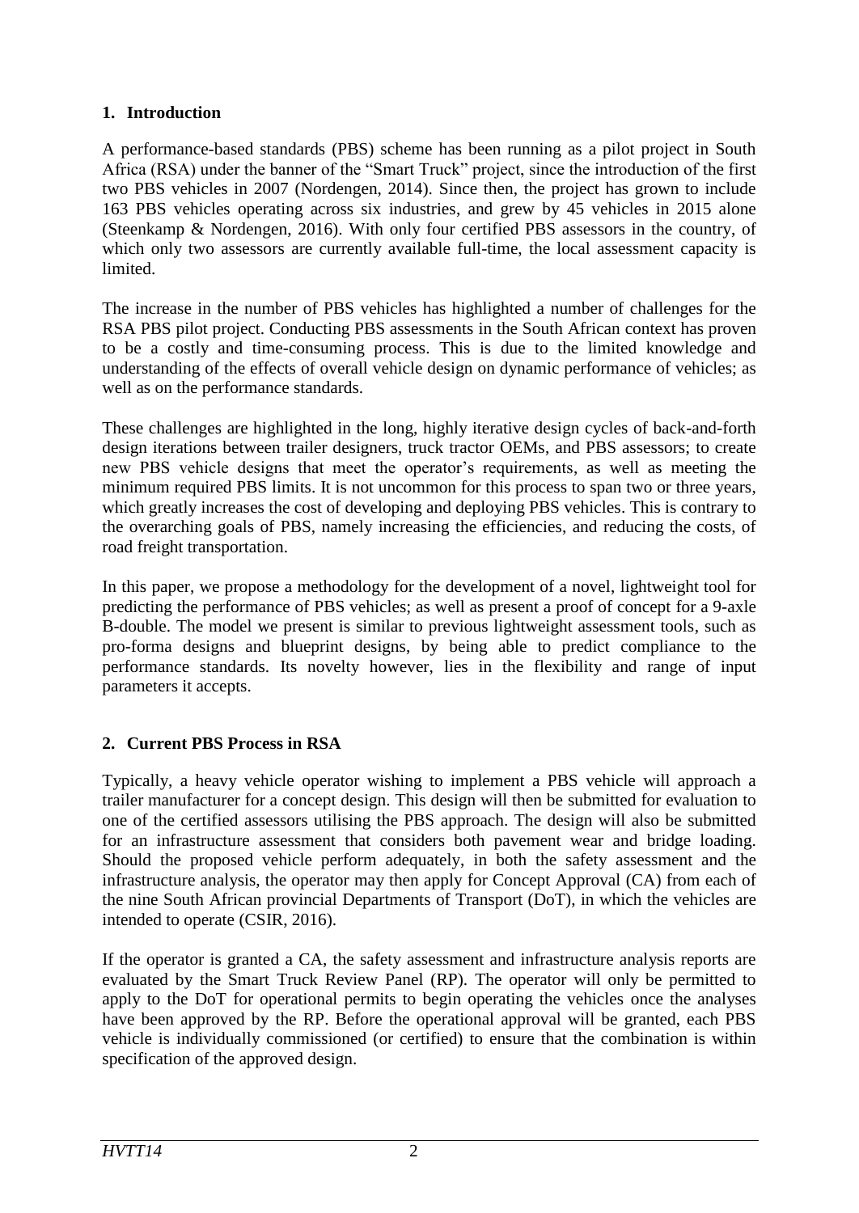## 1. Introduction

A performance-based standards (PBS) scheme has been running as a pilot project in South Africa (RSA) under the banner of the "Smart Truck" project, since the introduction of the first two PBS vehicles in 2007 (Nordengen, 2014). Since then, the project has grown to include 163 PBS vehicles operating across six industries, and grew by 45 vehicles in 2015 alone (Steenkamp & Nordengen, 2016). With only four certified PBS assessors in the country, of which only two assessors are currently available full-time, the local assessment capacity is limited.

The increase in the number of PBS vehicles has highlighted a number of challenges for the RSA PBS pilot project. Conducting PBS assessments in the South African context has proven to be a costly and time-consuming process. This is due to the limited knowledge and understanding of the effects of overall vehicle design on dynamic performance of vehicles; as well as on the performance standards.

These challenges are highlighted in the long, highly iterative design cycles of back-and-forth design iterations between trailer designers, truck tractor OEMs, and PBS assessors; to create new PBS vehicle designs that meet the operator's requirements, as well as meeting the minimum required PBS limits. It is not uncommon for this process to span two or three years, which greatly increases the cost of developing and deploying PBS vehicles. This is contrary to the overarching goals of PBS, namely increasing the efficiencies, and reducing the costs, of road freight transportation.

In this paper, we propose a methodology for the development of a novel, lightweight tool for predicting the performance of PBS vehicles; as well as present a proof of concept for a 9-axle B-double. The model we present is similar to previous lightweight assessment tools, such as pro-forma designs and blueprint designs, by being able to predict compliance to the performance standards. Its novelty however, lies in the flexibility and range of input parameters it accepts.

## 2. Current PBS Process in RSA

Typically, a heavy vehicle operator wishing to implement a PBS vehicle will approach a trailer manufacturer for a concept design. This design will then be submitted for evaluation to one of the certified assessors utilising the PBS approach. The design will also be submitted for an infrastructure assessment that considers both pavement wear and bridge loading. Should the proposed vehicle perform adequately, in both the safety assessment and the infrastructure analysis, the operator may then apply for Concept Approval (CA) from each of the nine South African provincial Departments of Transport (DoT), in which the vehicles are intended to operate (CSIR, 2016).

If the operator is granted a CA, the safety assessment and infrastructure analysis reports are evaluated by the Smart Truck Review Panel (RP). The operator will only be permitted to apply to the DoT for operational permits to begin operating the vehicles once the analyses have been approved by the RP. Before the operational approval will be granted, each PBS vehicle is individually commissioned (or certified) to ensure that the combination is within specification of the approved design.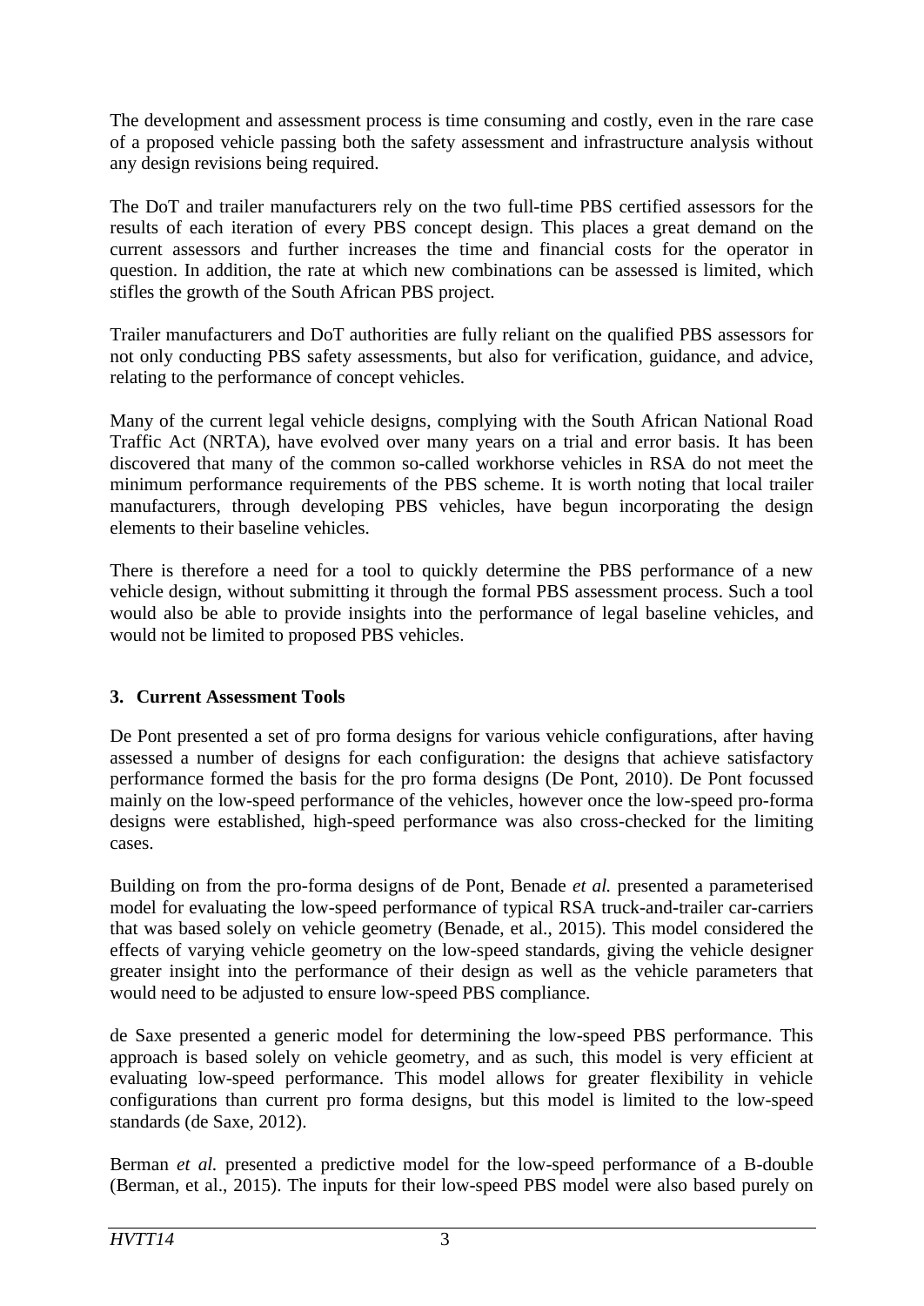The development and assessment process is time consuming and costly, even in the rare case of a proposed vehicle passing both the safety assessment and infrastructure analysis without any design revisions being required.

The DoT and trailer manufacturers rely on the two full-time PBS certified assessors for the results of each iteration of every PBS concept design. This places a great demand on the current assessors and further increases the time and financial costs for the operator in question. In addition, the rate at which new combinations can be assessed is limited, which stifles the growth of the South African PBS project.

Trailer manufacturers and DoT authorities are fully reliant on the qualified PBS assessors for not only conducting PBS safety assessments, but also for verification, guidance, and advice, relating to the performance of concept vehicles.

Many of the current legal vehicle designs, complying with the South African National Road Traffic Act (NRTA), have evolved over many years on a trial and error basis. It has been discovered that many of the common so-called workhorse vehicles in RSA do not meet the minimum performance requirements of the PBS scheme. It is worth noting that local trailer manufacturers, through developing PBS vehicles, have begun incorporating the design elements to their baseline vehicles.

There is therefore a need for a tool to quickly determine the PBS performance of a new vehicle design, without submitting it through the formal PBS assessment process. Such a tool would also be able to provide insights into the performance of legal baseline vehicles, and would not be limited to proposed PBS vehicles.

## 3. Current Assessment Tools

De Pont presented a set of pro forma designs for various vehicle configurations, after having assessed a number of designs for each configuration: the designs that achieve satisfactory performance formed the basis for the pro forma designs (De Pont, 2010). De Pont focussed mainly on the low-speed performance of the vehicles, however once the low-speed pro-forma designs were established, high-speed performance was also cross-checked for the limiting cases.

Building on from the pro-forma designs of de Pont, Benade *et al.* presented a parameterised model for evaluating the low-speed performance of typical RSA truck-and-trailer car-carriers that was based solely on vehicle geometry (Benade, et al., 2015). This model considered the effects of varying vehicle geometry on the low-speed standards, giving the vehicle designer greater insight into the performance of their design as well as the vehicle parameters that would need to be adjusted to ensure low-speed PBS compliance.

de Saxe presented a generic model for determining the low-speed PBS performance. This approach is based solely on vehicle geometry, and as such, this model is very efficient at evaluating low-speed performance. This model allows for greater flexibility in vehicle configurations than current pro forma designs, but this model is limited to the low-speed standards (de Saxe, 2012).

Berman *et al.* presented a predictive model for the low-speed performance of a B-double (Berman, et al., 2015). The inputs for their low-speed PBS model were also based purely on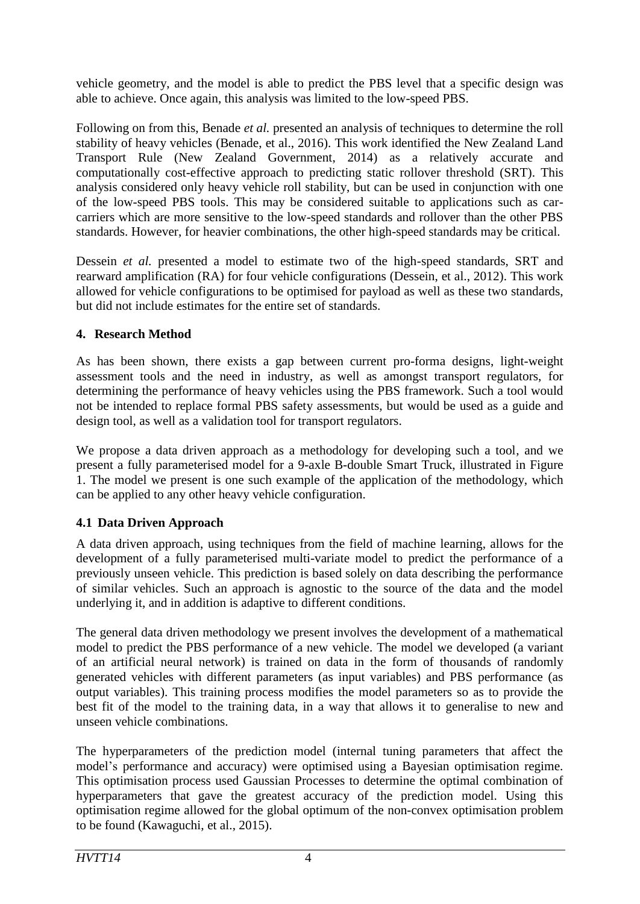vehicle geometry, and the model is able to predict the PBS level that a specific design was able to achieve. Once again, this analysis was limited to the low-speed PBS.

Following on from this, Benade *et al.* presented an analysis of techniques to determine the roll stability of heavy vehicles (Benade, et al., 2016). This work identified the New Zealand Land Transport Rule (New Zealand Government, 2014) as a relatively accurate and computationally cost-effective approach to predicting static rollover threshold (SRT). This analysis considered only heavy vehicle roll stability, but can be used in conjunction with one of the low-speed PBS tools. This may be considered suitable to applications such as car-carriers which are more sensitive to the low-speed standards and rollover than the other PBS standards. However, for heavier combinations, the other high-speed standards may be critical.

Dessein *et al.* presented a model to estimate two of the high-speed standards, SRT and rearward amplification (RA) for four vehicle configurations (Dessein, et al., 2012). This work allowed for vehicle configurations to be optimised for payload as well as these two standards, but did not include estimates for the entire set of standards.

## 4. Research Method

As has been shown, there exists a gap between current pro-forma designs, light-weight assessment tools and the need in industry, as well as amongst transport regulators, for determining the performance of heavy vehicles using the PBS framework. Such a tool would not be intended to replace formal PBS safety assessments, but would be used as a guide and design tool, as well as a validation tool for transport regulators.

We propose a data driven approach as a methodology for developing such a tool, and we present a fully parameterised model for a 9-axle B-double Smart Truck, illustrated in Figure 1. The model we present is one such example of the application of the methodology, which can be applied to any other heavy vehicle configuration.

### 4.1 Data Driven Approach

A data driven approach, using techniques from the field of machine learning, allows for the development of a fully parameterised multi-variate model to predict the performance of a previously unseen vehicle. This prediction is based solely on data describing the performance of similar vehicles. Such an approach is agnostic to the source of the data and the model underlying it, and in addition is adaptive to different conditions.

The general data driven methodology we present involves the development of a mathematical model to predict the PBS performance of a new vehicle. The model we developed (a variant of an artificial neural network) is trained on data in the form of thousands of randomly generated vehicles with different parameters (as input variables) and PBS performance (as output variables). This training process modifies the model parameters so as to provide the best fit of the model to the training data, in a way that allows it to generalise to new and unseen vehicle combinations.

The hyperparameters of the prediction model (internal tuning parameters that affect the model's performance and accuracy) were optimised using a Bayesian optimisation regime. This optimisation process used Gaussian Processes to determine the optimal combination of hyperparameters that gave the greatest accuracy of the prediction model. Using this optimisation regime allowed for the global optimum of the non-convex optimisation problem to be found (Kawaguchi, et al., 2015).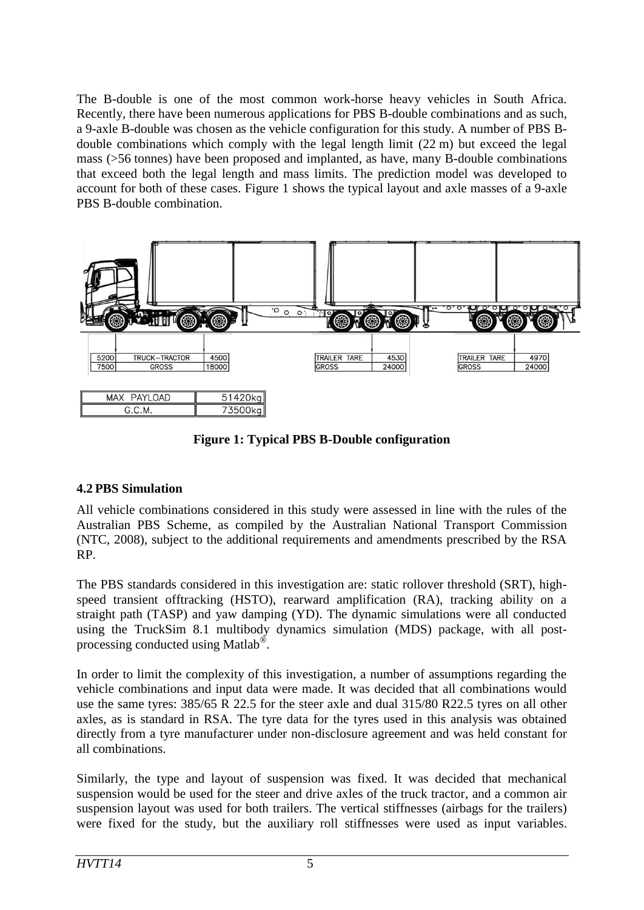The B-double is one of the most common work-horse heavy vehicles in South Africa. Recently, there have been numerous applications for PBS B-double combinations and as such, a 9-axle B-double was chosen as the vehicle configuration for this study. A number of PBS B-double combinations which comply with the legal length limit (22 m) but exceed the legal mass (>56 tonnes) have been proposed and implanted, as have, many B-double combinations that exceed both the legal length and mass limits. The prediction model was developed to account for both of these cases. Figure 1 shows the typical layout and axle masses of a 9-axle PBS B-double combination.

| 5200 | TRUCK–TRACTOR | 4500 |
|---|---|---|
| 7500 | GROSS | 18000 |

| TRAILER TARE | 4530 |
|---|---|
| GROSS | 24000 |

| TRAILER TARE | 4970 |
|---|---|
| GROSS | 24000 |

| MAX PAYLOAD | 51420kg |
|---|---|
| G.C.M. | 73500kg |

**Figure 1: Typical PBS B-Double configuration**

## 4.2 PBS Simulation

All vehicle combinations considered in this study were assessed in line with the rules of the Australian PBS Scheme, as compiled by the Australian National Transport Commission (NTC, 2008), subject to the additional requirements and amendments prescribed by the RSA RP.

The PBS standards considered in this investigation are: static rollover threshold (SRT), high-speed transient offtracking (HSTO), rearward amplification (RA), tracking ability on a straight path (TASP) and yaw damping (YD). The dynamic simulations were all conducted using the TruckSim 8.1 multibody dynamics simulation (MDS) package, with all post-processing conducted using Matlab®.

In order to limit the complexity of this investigation, a number of assumptions regarding the vehicle combinations and input data were made. It was decided that all combinations would use the same tyres: 385/65 R 22.5 for the steer axle and dual 315/80 R22.5 tyres on all other axles, as is standard in RSA. The tyre data for the tyres used in this analysis was obtained directly from a tyre manufacturer under non-disclosure agreement and was held constant for all combinations.

Similarly, the type and layout of suspension was fixed. It was decided that mechanical suspension would be used for the steer and drive axles of the truck tractor, and a common air suspension layout was used for both trailers. The vertical stiffnesses (airbags for the trailers) were fixed for the study, but the auxiliary roll stiffnesses were used as input variables.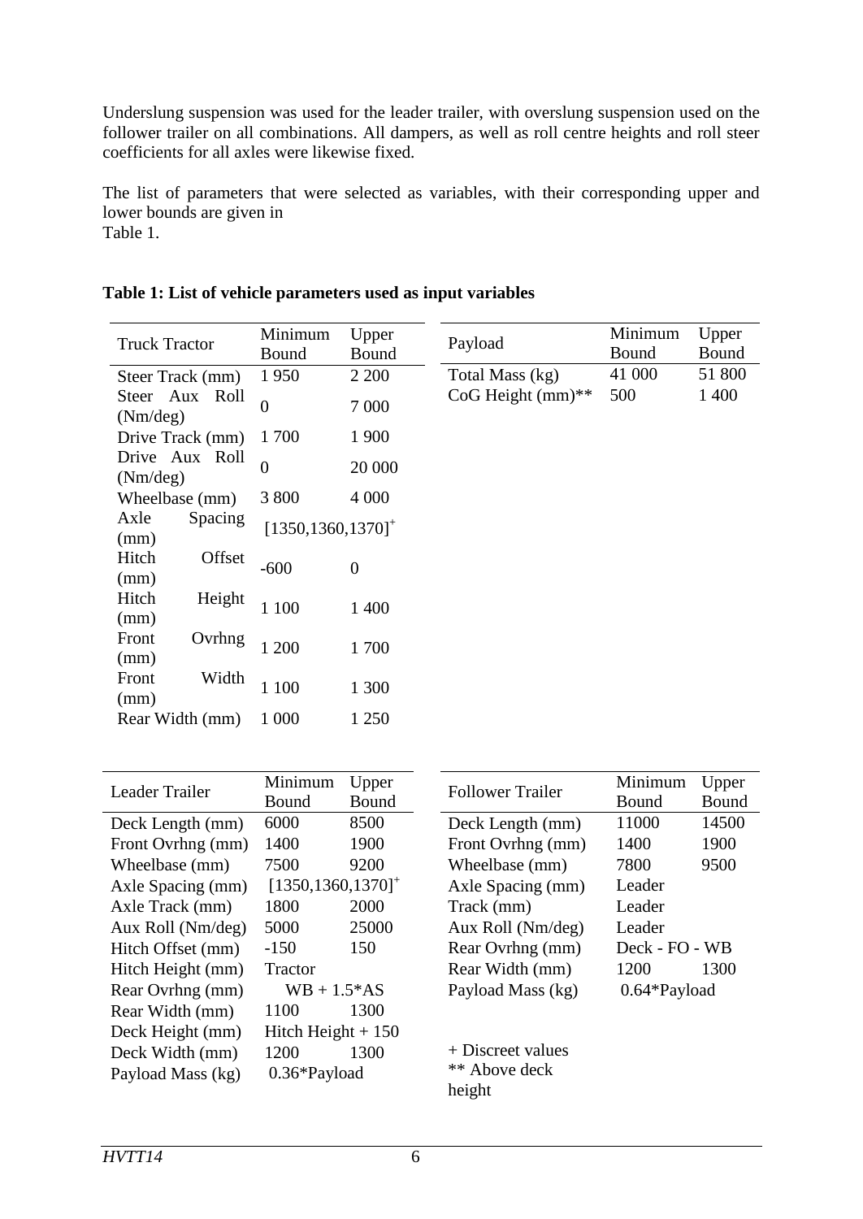Underslung suspension was used for the leader trailer, with overslung suspension used on the follower trailer on all combinations. All dampers, as well as roll centre heights and roll steer coefficients for all axles were likewise fixed.

The list of parameters that were selected as variables, with their corresponding upper and lower bounds are given in Table 1.

**Table 1: List of vehicle parameters used as input variables**

| Truck Tractor | Minimum Bound | Upper Bound |
|---|---|---|
| Steer Track (mm) | 1 950 | 2 200 |
| Steer Aux Roll (Nm/deg) | 0 | 7 000 |
| Drive Track (mm) | 1 700 | 1 900 |
| Drive Aux Roll (Nm/deg) | 0 | 20 000 |
| Wheelbase (mm) | 3 800 | 4 000 |
| Axle Spacing (mm) | [1350,1360,1370]+ | |
| Hitch Offset (mm) | -600 | 0 |
| Hitch Height (mm) | 1 100 | 1 400 |
| Front Ovrhng (mm) | 1 200 | 1 700 |
| Front Width (mm) | 1 100 | 1 300 |
| Rear Width (mm) | 1 000 | 1 250 |

| Payload | Minimum Bound | Upper Bound |
|---|---|---|
| Total Mass (kg) | 41 000 | 51 800 |
| CoG Height (mm)** | 500 | 1 400 |

| Leader Trailer | Minimum Bound | Upper Bound |
|---|---|---|
| Deck Length (mm) | 6000 | 8500 |
| Front Ovrhng (mm) | 1400 | 1900 |
| Wheelbase (mm) | 7500 | 9200 |
| Axle Spacing (mm) | [1350,1360,1370]+ | |
| Axle Track (mm) | 1800 | 2000 |
| Aux Roll (Nm/deg) | 5000 | 25000 |
| Hitch Offset (mm) | -150 | 150 |
| Hitch Height (mm) | Tractor | |
| Rear Ovrhng (mm) | WB + 1.5*AS | |
| Rear Width (mm) | 1100 | 1300 |
| Deck Height (mm) | Hitch Height + 150 | |
| Deck Width (mm) | 1200 | 1300 |
| Payload Mass (kg) | 0.36*Payload | |

| Follower Trailer | Minimum Bound | Upper Bound |
|---|---|---|
| Deck Length (mm) | 11000 | 14500 |
| Front Ovrhng (mm) | 1400 | 1900 |
| Wheelbase (mm) | 7800 | 9500 |
| Axle Spacing (mm) | Leader | |
| Track (mm) | Leader | |
| Aux Roll (Nm/deg) | Leader | |
| Rear Ovrhng (mm) | Deck - FO - WB | |
| Rear Width (mm) | 1200 | 1300 |
| Payload Mass (kg) | 0.64*Payload | |

+ Discreet values
** Above deck height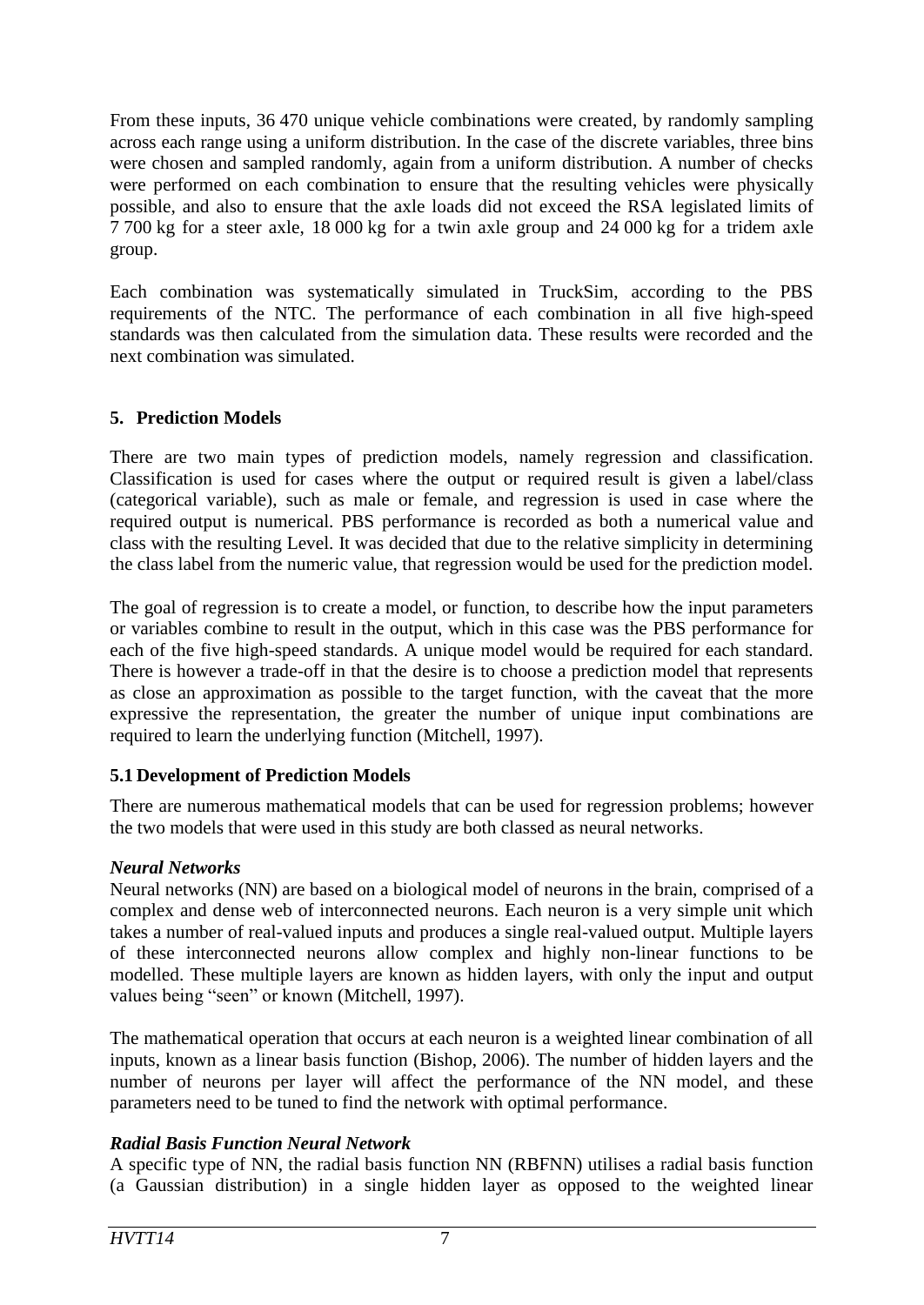From these inputs, 36 470 unique vehicle combinations were created, by randomly sampling across each range using a uniform distribution. In the case of the discrete variables, three bins were chosen and sampled randomly, again from a uniform distribution. A number of checks were performed on each combination to ensure that the resulting vehicles were physically possible, and also to ensure that the axle loads did not exceed the RSA legislated limits of 7 700 kg for a steer axle, 18 000 kg for a twin axle group and 24 000 kg for a tridem axle group.

Each combination was systematically simulated in TruckSim, according to the PBS requirements of the NTC. The performance of each combination in all five high-speed standards was then calculated from the simulation data. These results were recorded and the next combination was simulated.

## 5. Prediction Models

There are two main types of prediction models, namely regression and classification. Classification is used for cases where the output or required result is given a label/class (categorical variable), such as male or female, and regression is used in case where the required output is numerical. PBS performance is recorded as both a numerical value and class with the resulting Level. It was decided that due to the relative simplicity in determining the class label from the numeric value, that regression would be used for the prediction model.

The goal of regression is to create a model, or function, to describe how the input parameters or variables combine to result in the output, which in this case was the PBS performance for each of the five high-speed standards. A unique model would be required for each standard. There is however a trade-off in that the desire is to choose a prediction model that represents as close an approximation as possible to the target function, with the caveat that the more expressive the representation, the greater the number of unique input combinations are required to learn the underlying function (Mitchell, 1997).

### 5.1 Development of Prediction Models

There are numerous mathematical models that can be used for regression problems; however the two models that were used in this study are both classed as neural networks.

***Neural Networks***

Neural networks (NN) are based on a biological model of neurons in the brain, comprised of a complex and dense web of interconnected neurons. Each neuron is a very simple unit which takes a number of real-valued inputs and produces a single real-valued output. Multiple layers of these interconnected neurons allow complex and highly non-linear functions to be modelled. These multiple layers are known as hidden layers, with only the input and output values being "seen" or known (Mitchell, 1997).

The mathematical operation that occurs at each neuron is a weighted linear combination of all inputs, known as a linear basis function (Bishop, 2006). The number of hidden layers and the number of neurons per layer will affect the performance of the NN model, and these parameters need to be tuned to find the network with optimal performance.

***Radial Basis Function Neural Network***

A specific type of NN, the radial basis function NN (RBFNN) utilises a radial basis function (a Gaussian distribution) in a single hidden layer as opposed to the weighted linear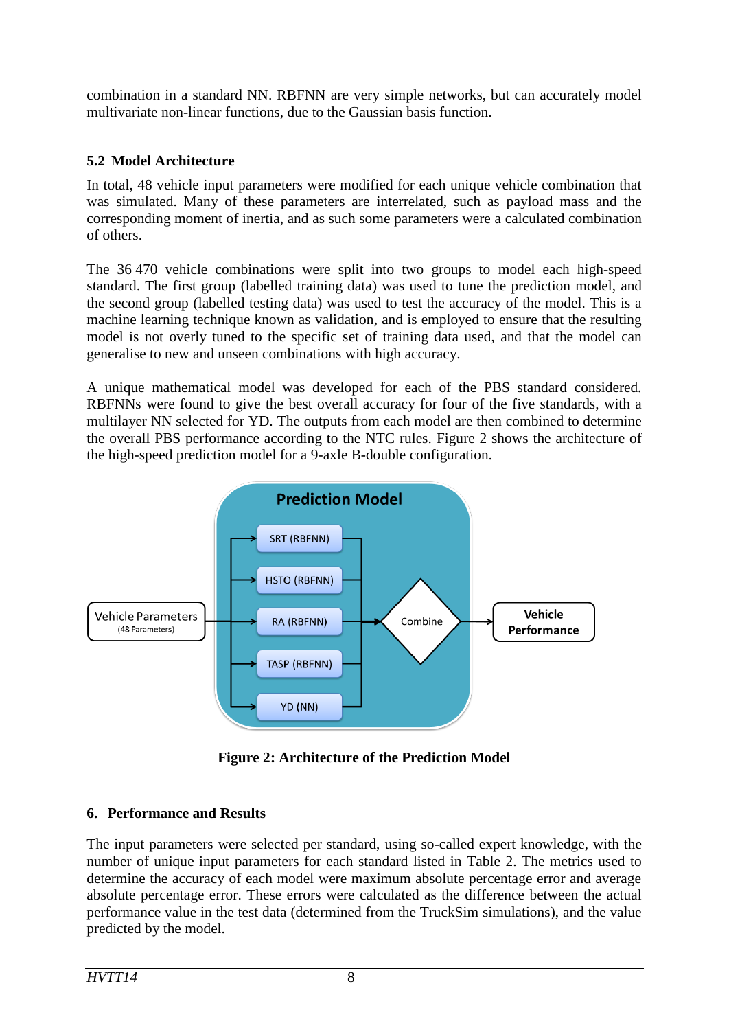combination in a standard NN. RBFNN are very simple networks, but can accurately model multivariate non-linear functions, due to the Gaussian basis function.

### 5.2 Model Architecture

In total, 48 vehicle input parameters were modified for each unique vehicle combination that was simulated. Many of these parameters are interrelated, such as payload mass and the corresponding moment of inertia, and as such some parameters were a calculated combination of others.

The 36 470 vehicle combinations were split into two groups to model each high-speed standard. The first group (labelled training data) was used to tune the prediction model, and the second group (labelled testing data) was used to test the accuracy of the model. This is a machine learning technique known as validation, and is employed to ensure that the resulting model is not overly tuned to the specific set of training data used, and that the model can generalise to new and unseen combinations with high accuracy.

A unique mathematical model was developed for each of the PBS standard considered. RBFNNs were found to give the best overall accuracy for four of the five standards, with a multilayer NN selected for YD. The outputs from each model are then combined to determine the overall PBS performance according to the NTC rules. Figure 2 shows the architecture of the high-speed prediction model for a 9-axle B-double configuration.

**Figure 2: Architecture of the Prediction Model**

## 6. Performance and Results

The input parameters were selected per standard, using so-called expert knowledge, with the number of unique input parameters for each standard listed in Table 2. The metrics used to determine the accuracy of each model were maximum absolute percentage error and average absolute percentage error. These errors were calculated as the difference between the actual performance value in the test data (determined from the TruckSim simulations), and the value predicted by the model.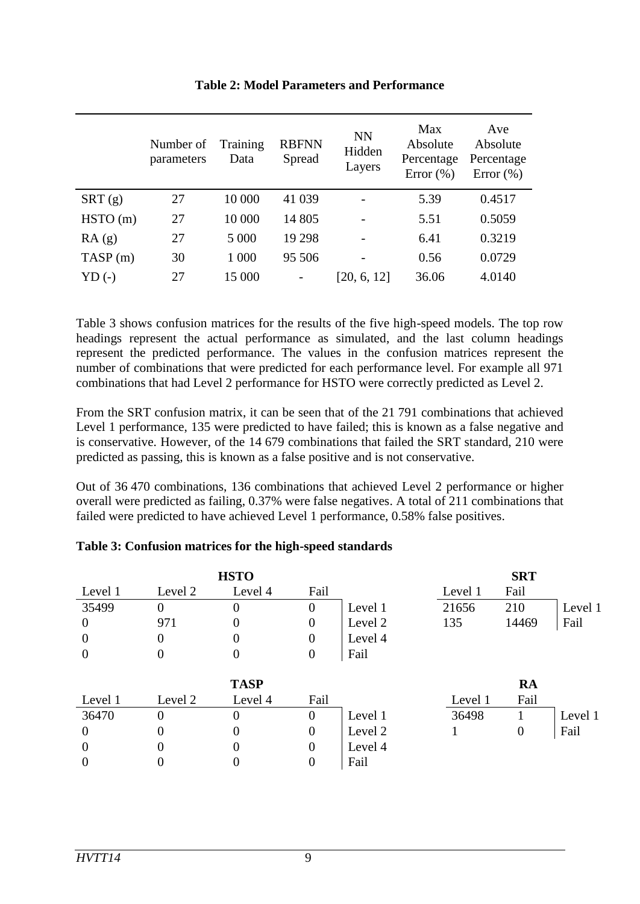**Table 2: Model Parameters and Performance**

| | Number of parameters | Training Data | RBFNN Spread | NN Hidden Layers | Max Absolute Percentage Error (%) | Ave Absolute Percentage Error (%) |
|---|---|---|---|---|---|---|
| SRT (g) | 27 | 10 000 | 41 039 | - | 5.39 | 0.4517 |
| HSTO (m) | 27 | 10 000 | 14 805 | - | 5.51 | 0.5059 |
| RA (g) | 27 | 5 000 | 19 298 | - | 6.41 | 0.3219 |
| TASP (m) | 30 | 1 000 | 95 506 | - | 0.56 | 0.0729 |
| YD (-) | 27 | 15 000 | - | [20, 6, 12] | 36.06 | 4.0140 |

Table 3 shows confusion matrices for the results of the five high-speed models. The top row headings represent the actual performance as simulated, and the last column headings represent the predicted performance. The values in the confusion matrices represent the number of combinations that were predicted for each performance level. For example all 971 combinations that had Level 2 performance for HSTO were correctly predicted as Level 2.

From the SRT confusion matrix, it can be seen that of the 21 791 combinations that achieved Level 1 performance, 135 were predicted to have failed; this is known as a false negative and is conservative. However, of the 14 679 combinations that failed the SRT standard, 210 were predicted as passing, this is known as a false positive and is not conservative.

Out of 36 470 combinations, 136 combinations that achieved Level 2 performance or higher overall were predicted as failing, 0.37% were false negatives. A total of 211 combinations that failed were predicted to have achieved Level 1 performance, 0.58% false positives.

**Table 3: Confusion matrices for the high-speed standards**

**HSTO**

| Level 1 | Level 2 | Level 4 | Fail | |
|---|---|---|---|---|
| 35499 | 0 | 0 | 0 | Level 1 |
| 0 | 971 | 0 | 0 | Level 2 |
| 0 | 0 | 0 | 0 | Level 4 |
| 0 | 0 | 0 | 0 | Fail |

**SRT**

| Level 1 | Fail | |
|---|---|---|
| 21656 | 210 | Level 1 |
| 135 | 14469 | Fail |

**TASP**

| Level 1 | Level 2 | Level 4 | Fail | |
|---|---|---|---|---|
| 36470 | 0 | 0 | 0 | Level 1 |
| 0 | 0 | 0 | 0 | Level 2 |
| 0 | 0 | 0 | 0 | Level 4 |
| 0 | 0 | 0 | 0 | Fail |

**RA**

| Level 1 | Fail | |
|---|---|---|
| 36498 | 1 | Level 1 |
| 1 | 0 | Fail |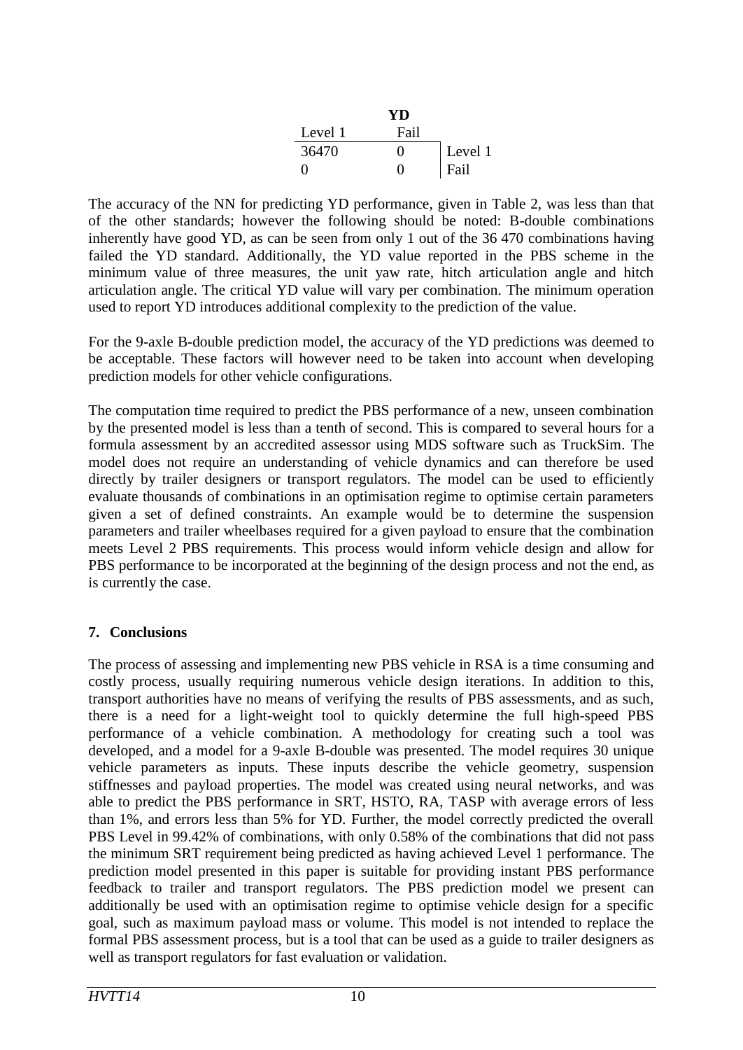|  | YD |  |
|---|---|---|
| Level 1 | Fail |  |
| 36470 | 0 | Level 1 |
| 0 | 0 | Fail |

The accuracy of the NN for predicting YD performance, given in Table 2, was less than that of the other standards; however the following should be noted: B-double combinations inherently have good YD, as can be seen from only 1 out of the 36 470 combinations having failed the YD standard. Additionally, the YD value reported in the PBS scheme in the minimum value of three measures, the unit yaw rate, hitch articulation angle and hitch articulation angle. The critical YD value will vary per combination. The minimum operation used to report YD introduces additional complexity to the prediction of the value.

For the 9-axle B-double prediction model, the accuracy of the YD predictions was deemed to be acceptable. These factors will however need to be taken into account when developing prediction models for other vehicle configurations.

The computation time required to predict the PBS performance of a new, unseen combination by the presented model is less than a tenth of second. This is compared to several hours for a formula assessment by an accredited assessor using MDS software such as TruckSim. The model does not require an understanding of vehicle dynamics and can therefore be used directly by trailer designers or transport regulators. The model can be used to efficiently evaluate thousands of combinations in an optimisation regime to optimise certain parameters given a set of defined constraints. An example would be to determine the suspension parameters and trailer wheelbases required for a given payload to ensure that the combination meets Level 2 PBS requirements. This process would inform vehicle design and allow for PBS performance to be incorporated at the beginning of the design process and not the end, as is currently the case.

## 7. Conclusions

The process of assessing and implementing new PBS vehicle in RSA is a time consuming and costly process, usually requiring numerous vehicle design iterations. In addition to this, transport authorities have no means of verifying the results of PBS assessments, and as such, there is a need for a light-weight tool to quickly determine the full high-speed PBS performance of a vehicle combination. A methodology for creating such a tool was developed, and a model for a 9-axle B-double was presented. The model requires 30 unique vehicle parameters as inputs. These inputs describe the vehicle geometry, suspension stiffnesses and payload properties. The model was created using neural networks, and was able to predict the PBS performance in SRT, HSTO, RA, TASP with average errors of less than 1%, and errors less than 5% for YD. Further, the model correctly predicted the overall PBS Level in 99.42% of combinations, with only 0.58% of the combinations that did not pass the minimum SRT requirement being predicted as having achieved Level 1 performance. The prediction model presented in this paper is suitable for providing instant PBS performance feedback to trailer and transport regulators. The PBS prediction model we present can additionally be used with an optimisation regime to optimise vehicle design for a specific goal, such as maximum payload mass or volume. This model is not intended to replace the formal PBS assessment process, but is a tool that can be used as a guide to trailer designers as well as transport regulators for fast evaluation or validation.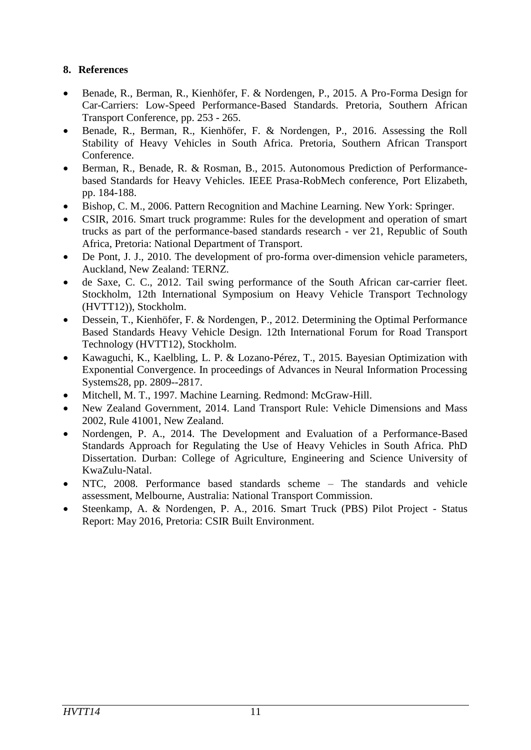## 8. References

- Benade, R., Berman, R., Kienhöfer, F. & Nordengen, P., 2015. A Pro-Forma Design for Car-Carriers: Low-Speed Performance-Based Standards. Pretoria, Southern African Transport Conference, pp. 253 - 265.
- Benade, R., Berman, R., Kienhöfer, F. & Nordengen, P., 2016. Assessing the Roll Stability of Heavy Vehicles in South Africa. Pretoria, Southern African Transport Conference.
- Berman, R., Benade, R. & Rosman, B., 2015. Autonomous Prediction of Performance-based Standards for Heavy Vehicles. IEEE Prasa-RobMech conference, Port Elizabeth, pp. 184-188.
- Bishop, C. M., 2006. Pattern Recognition and Machine Learning. New York: Springer.
- CSIR, 2016. Smart truck programme: Rules for the development and operation of smart trucks as part of the performance-based standards research - ver 21, Republic of South Africa, Pretoria: National Department of Transport.
- De Pont, J. J., 2010. The development of pro-forma over-dimension vehicle parameters, Auckland, New Zealand: TERNZ.
- de Saxe, C. C., 2012. Tail swing performance of the South African car-carrier fleet. Stockholm, 12th International Symposium on Heavy Vehicle Transport Technology (HVTT12)), Stockholm.
- Dessein, T., Kienhöfer, F. & Nordengen, P., 2012. Determining the Optimal Performance Based Standards Heavy Vehicle Design. 12th International Forum for Road Transport Technology (HVTT12), Stockholm.
- Kawaguchi, K., Kaelbling, L. P. & Lozano-Pérez, T., 2015. Bayesian Optimization with Exponential Convergence. In proceedings of Advances in Neural Information Processing Systems28, pp. 2809--2817.
- Mitchell, M. T., 1997. Machine Learning. Redmond: McGraw-Hill.
- New Zealand Government, 2014. Land Transport Rule: Vehicle Dimensions and Mass 2002, Rule 41001, New Zealand.
- Nordengen, P. A., 2014. The Development and Evaluation of a Performance-Based Standards Approach for Regulating the Use of Heavy Vehicles in South Africa. PhD Dissertation. Durban: College of Agriculture, Engineering and Science University of KwaZulu-Natal.
- NTC, 2008. Performance based standards scheme – The standards and vehicle assessment, Melbourne, Australia: National Transport Commission.
- Steenkamp, A. & Nordengen, P. A., 2016. Smart Truck (PBS) Pilot Project - Status Report: May 2016, Pretoria: CSIR Built Environment.